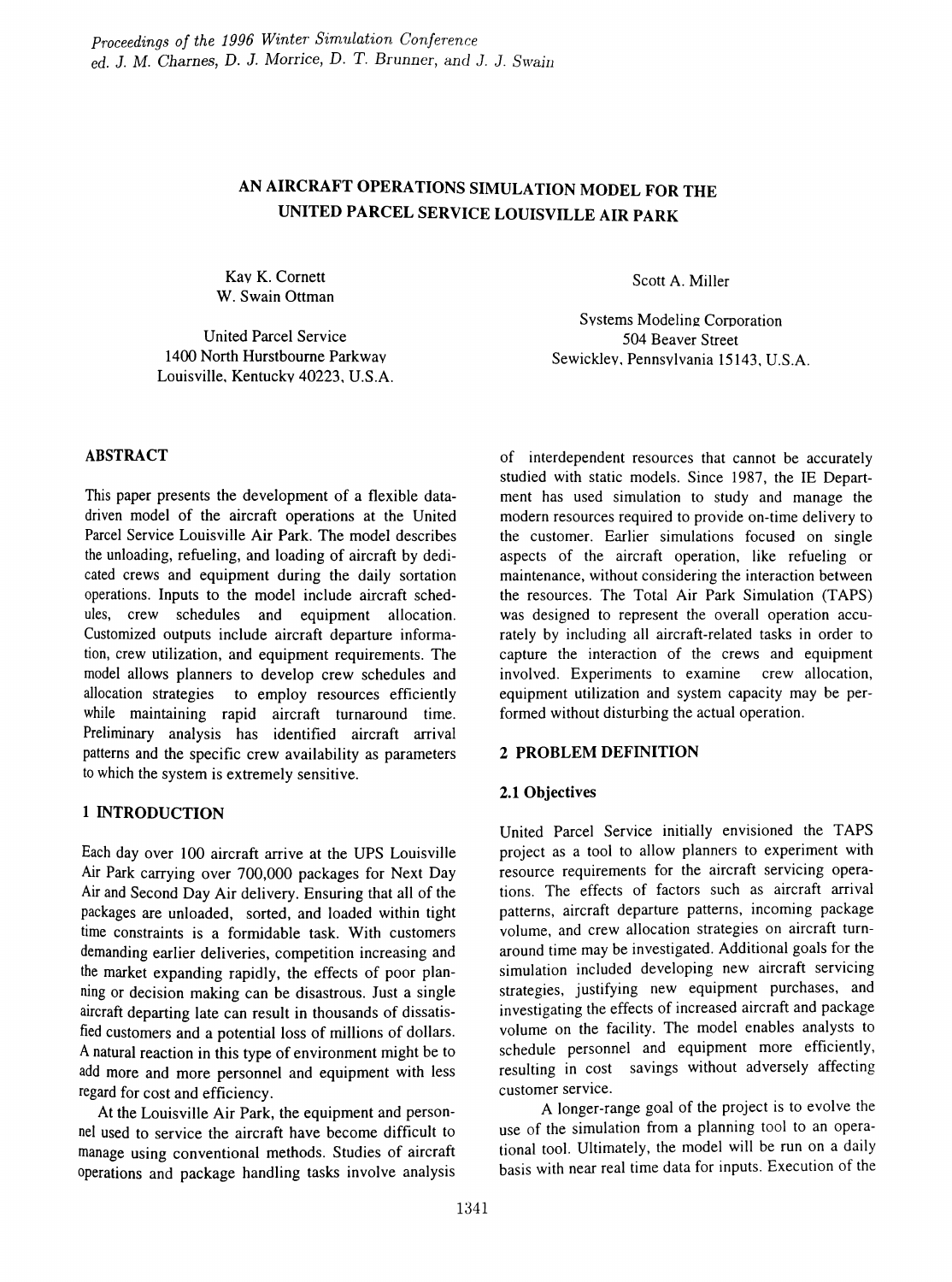# AN AIRCRAFT OPERATIONS SIMULATION MODEL FOR THE UNITED PARCEL SERVICE LOUISVILLE AIR PARK

Kay K. Cornett
W. Swain Ottman

United Parcel Service
1400 North Hurstbourne Parkway
Louisville, Kentucky 40223, U.S.A.

Scott A. Miller

Systems Modeling Corporation
504 Beaver Street
Sewickley, Pennsylvania 15143, U.S.A.

## ABSTRACT

This paper presents the development of a flexible data-driven model of the aircraft operations at the United Parcel Service Louisville Air Park. The model describes the unloading, refueling, and loading of aircraft by dedicated crews and equipment during the daily sortation operations. Inputs to the model include aircraft schedules, crew schedules and equipment allocation. Customized outputs include aircraft departure information, crew utilization, and equipment requirements. The model allows planners to develop crew schedules and allocation strategies to employ resources efficiently while maintaining rapid aircraft turnaround time. Preliminary analysis has identified aircraft arrival patterns and the specific crew availability as parameters to which the system is extremely sensitive.

## 1 INTRODUCTION

Each day over 100 aircraft arrive at the UPS Louisville Air Park carrying over 700,000 packages for Next Day Air and Second Day Air delivery. Ensuring that all of the packages are unloaded, sorted, and loaded within tight time constraints is a formidable task. With customers demanding earlier deliveries, competition increasing and the market expanding rapidly, the effects of poor planning or decision making can be disastrous. Just a single aircraft departing late can result in thousands of dissatisfied customers and a potential loss of millions of dollars. A natural reaction in this type of environment might be to add more and more personnel and equipment with less regard for cost and efficiency.

At the Louisville Air Park, the equipment and personnel used to service the aircraft have become difficult to manage using conventional methods. Studies of aircraft operations and package handling tasks involve analysis of interdependent resources that cannot be accurately studied with static models. Since 1987, the IE Department has used simulation to study and manage the modern resources required to provide on-time delivery to the customer. Earlier simulations focused on single aspects of the aircraft operation, like refueling or maintenance, without considering the interaction between the resources. The Total Air Park Simulation (TAPS) was designed to represent the overall operation accurately by including all aircraft-related tasks in order to capture the interaction of the crews and equipment involved. Experiments to examine crew allocation, equipment utilization and system capacity may be performed without disturbing the actual operation.

## 2 PROBLEM DEFINITION

### 2.1 Objectives

United Parcel Service initially envisioned the TAPS project as a tool to allow planners to experiment with resource requirements for the aircraft servicing operations. The effects of factors such as aircraft arrival patterns, aircraft departure patterns, incoming package volume, and crew allocation strategies on aircraft turnaround time may be investigated. Additional goals for the simulation included developing new aircraft servicing strategies, justifying new equipment purchases, and investigating the effects of increased aircraft and package volume on the facility. The model enables analysts to schedule personnel and equipment more efficiently, resulting in cost savings without adversely affecting customer service.

A longer-range goal of the project is to evolve the use of the simulation from a planning tool to an operational tool. Ultimately, the model will be run on a daily basis with near real time data for inputs. Execution of the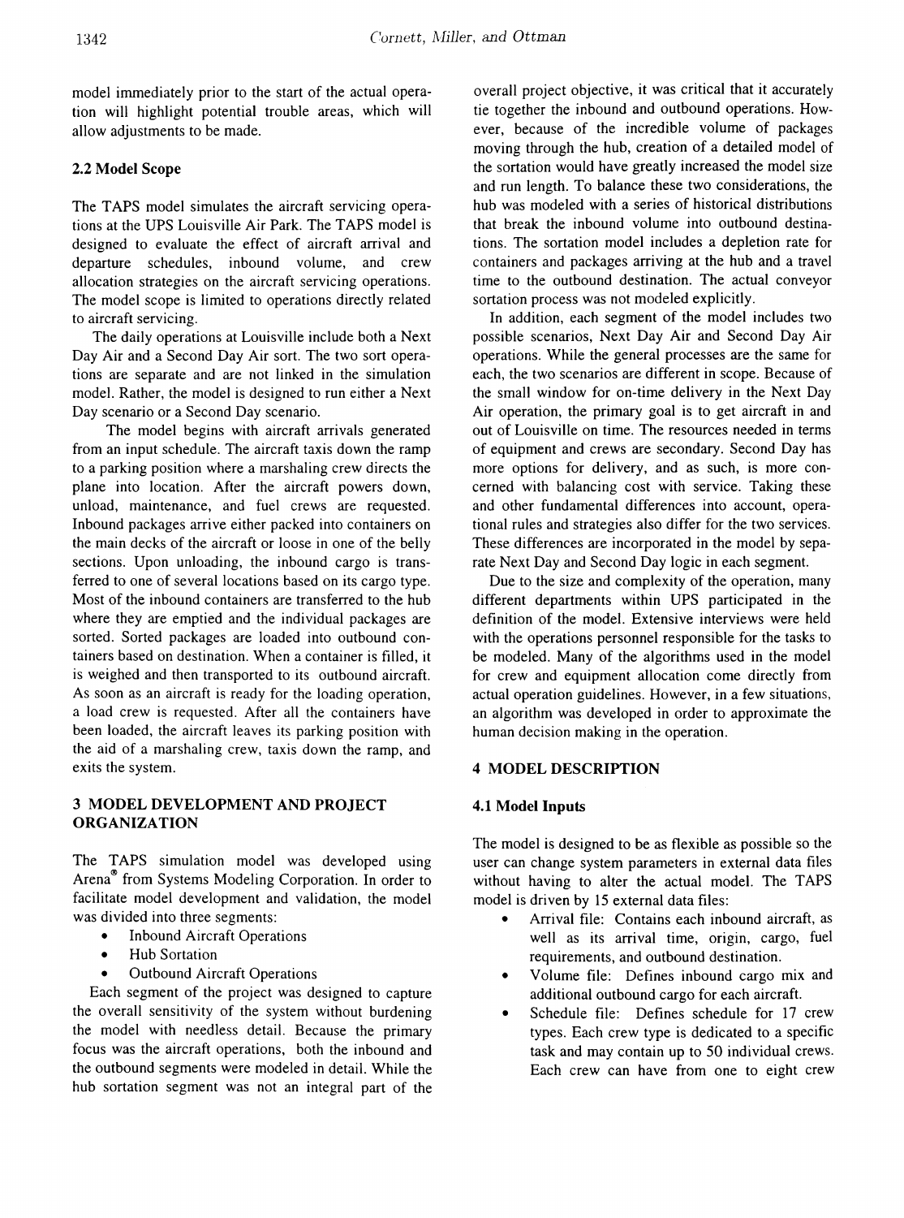model immediately prior to the start of the actual operation will highlight potential trouble areas, which will allow adjustments to be made.

### 2.2 Model Scope

The TAPS model simulates the aircraft servicing operations at the UPS Louisville Air Park. The TAPS model is designed to evaluate the effect of aircraft arrival and departure schedules, inbound volume, and crew allocation strategies on the aircraft servicing operations. The model scope is limited to operations directly related to aircraft servicing.

The daily operations at Louisville include both a Next Day Air and a Second Day Air sort. The two sort operations are separate and are not linked in the simulation model. Rather, the model is designed to run either a Next Day scenario or a Second Day scenario.

The model begins with aircraft arrivals generated from an input schedule. The aircraft taxis down the ramp to a parking position where a marshaling crew directs the plane into location. After the aircraft powers down, unload, maintenance, and fuel crews are requested. Inbound packages arrive either packed into containers on the main decks of the aircraft or loose in one of the belly sections. Upon unloading, the inbound cargo is transferred to one of several locations based on its cargo type. Most of the inbound containers are transferred to the hub where they are emptied and the individual packages are sorted. Sorted packages are loaded into outbound containers based on destination. When a container is filled, it is weighed and then transported to its outbound aircraft. As soon as an aircraft is ready for the loading operation, a load crew is requested. After all the containers have been loaded, the aircraft leaves its parking position with the aid of a marshaling crew, taxis down the ramp, and exits the system.

## 3 MODEL DEVELOPMENT AND PROJECT ORGANIZATION

The TAPS simulation model was developed using Arena® from Systems Modeling Corporation. In order to facilitate model development and validation, the model was divided into three segments:

- Inbound Aircraft Operations
- Hub Sortation
- Outbound Aircraft Operations

Each segment of the project was designed to capture the overall sensitivity of the system without burdening the model with needless detail. Because the primary focus was the aircraft operations, both the inbound and the outbound segments were modeled in detail. While the hub sortation segment was not an integral part of the overall project objective, it was critical that it accurately tie together the inbound and outbound operations. However, because of the incredible volume of packages moving through the hub, creation of a detailed model of the sortation would have greatly increased the model size and run length. To balance these two considerations, the hub was modeled with a series of historical distributions that break the inbound volume into outbound destinations. The sortation model includes a depletion rate for containers and packages arriving at the hub and a travel time to the outbound destination. The actual conveyor sortation process was not modeled explicitly.

In addition, each segment of the model includes two possible scenarios, Next Day Air and Second Day Air operations. While the general processes are the same for each, the two scenarios are different in scope. Because of the small window for on-time delivery in the Next Day Air operation, the primary goal is to get aircraft in and out of Louisville on time. The resources needed in terms of equipment and crews are secondary. Second Day has more options for delivery, and as such, is more concerned with balancing cost with service. Taking these and other fundamental differences into account, operational rules and strategies also differ for the two services. These differences are incorporated in the model by separate Next Day and Second Day logic in each segment.

Due to the size and complexity of the operation, many different departments within UPS participated in the definition of the model. Extensive interviews were held with the operations personnel responsible for the tasks to be modeled. Many of the algorithms used in the model for crew and equipment allocation come directly from actual operation guidelines. However, in a few situations, an algorithm was developed in order to approximate the human decision making in the operation.

## 4 MODEL DESCRIPTION

### 4.1 Model Inputs

The model is designed to be as flexible as possible so the user can change system parameters in external data files without having to alter the actual model. The TAPS model is driven by 15 external data files:

- Arrival file: Contains each inbound aircraft, as well as its arrival time, origin, cargo, fuel requirements, and outbound destination.
- Volume file: Defines inbound cargo mix and additional outbound cargo for each aircraft.
- Schedule file: Defines schedule for 17 crew types. Each crew type is dedicated to a specific task and may contain up to 50 individual crews. Each crew can have from one to eight crew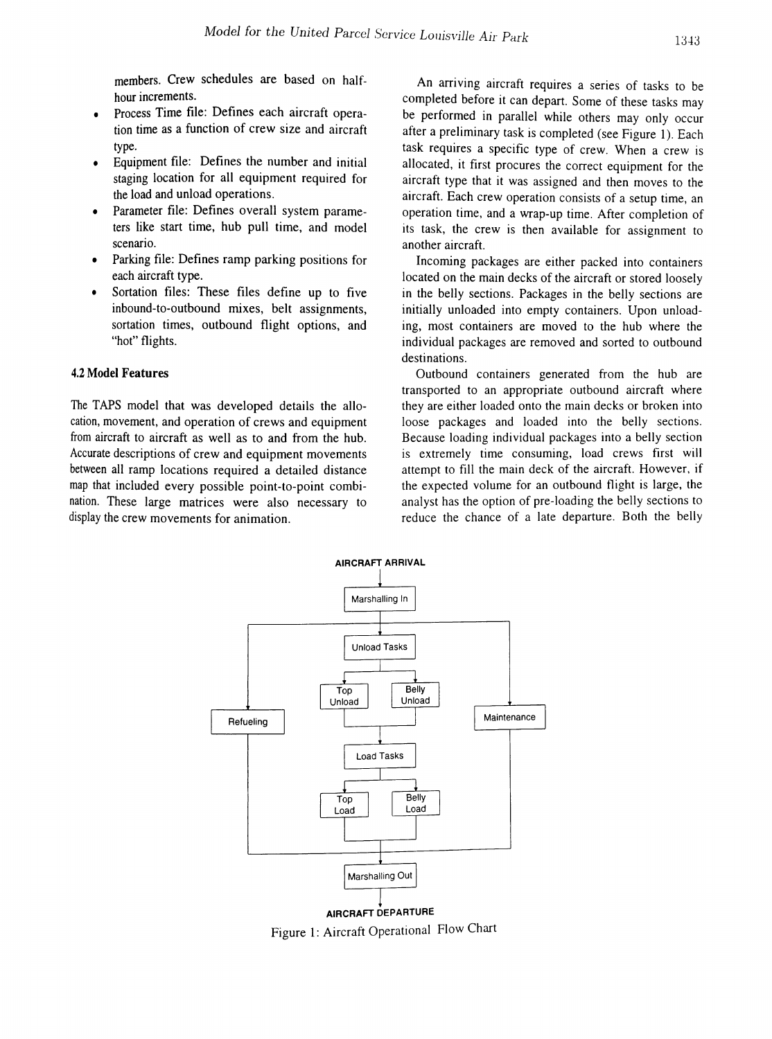members. Crew schedules are based on half-hour increments.

- Process Time file: Defines each aircraft operation time as a function of crew size and aircraft type.
- Equipment file: Defines the number and initial staging location for all equipment required for the load and unload operations.
- Parameter file: Defines overall system parameters like start time, hub pull time, and model scenario.
- Parking file: Defines ramp parking positions for each aircraft type.
- Sortation files: These files define up to five inbound-to-outbound mixes, belt assignments, sortation times, outbound flight options, and "hot" flights.

### 4.2 Model Features

The TAPS model that was developed details the allocation, movement, and operation of crews and equipment from aircraft to aircraft as well as to and from the hub. Accurate descriptions of crew and equipment movements between all ramp locations required a detailed distance map that included every possible point-to-point combination. These large matrices were also necessary to display the crew movements for animation.

An arriving aircraft requires a series of tasks to be completed before it can depart. Some of these tasks may be performed in parallel while others may only occur after a preliminary task is completed (see Figure 1). Each task requires a specific type of crew. When a crew is allocated, it first procures the correct equipment for the aircraft type that it was assigned and then moves to the aircraft. Each crew operation consists of a setup time, an operation time, and a wrap-up time. After completion of its task, the crew is then available for assignment to another aircraft.

Incoming packages are either packed into containers located on the main decks of the aircraft or stored loosely in the belly sections. Packages in the belly sections are initially unloaded into empty containers. Upon unloading, most containers are moved to the hub where the individual packages are removed and sorted to outbound destinations.

Outbound containers generated from the hub are transported to an appropriate outbound aircraft where they are either loaded onto the main decks or broken into loose packages and loaded into the belly sections. Because loading individual packages into a belly section is extremely time consuming, load crews first will attempt to fill the main deck of the aircraft. However, if the expected volume for an outbound flight is large, the analyst has the option of pre-loading the belly sections to reduce the chance of a late departure. Both the belly

AIRCRAFT ARRIVAL → Marshalling In → [Unload Tasks (Top Unload, Belly Unload) → Load Tasks (Top Load, Belly Load)] in parallel with Refueling and Maintenance → Marshalling Out → AIRCRAFT DEPARTURE

Figure 1: Aircraft Operational Flow Chart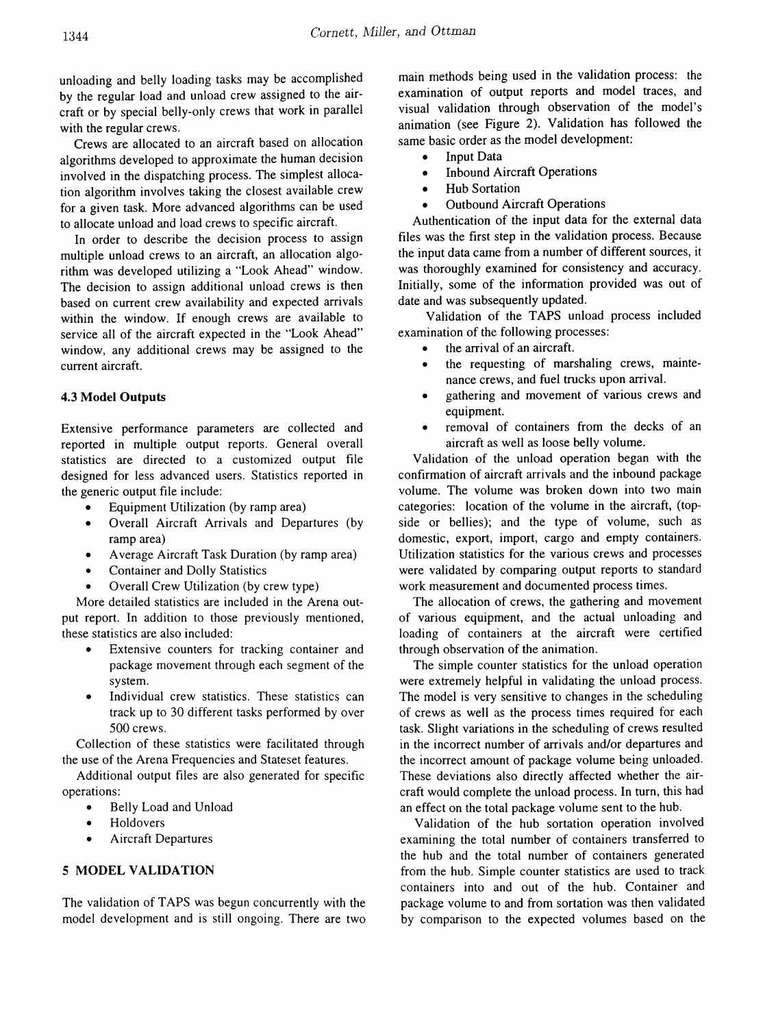unloading and belly loading tasks may be accomplished by the regular load and unload crew assigned to the aircraft or by special belly-only crews that work in parallel with the regular crews.

Crews are allocated to an aircraft based on allocation algorithms developed to approximate the human decision involved in the dispatching process. The simplest allocation algorithm involves taking the closest available crew for a given task. More advanced algorithms can be used to allocate unload and load crews to specific aircraft.

In order to describe the decision process to assign multiple unload crews to an aircraft, an allocation algorithm was developed utilizing a "Look Ahead" window. The decision to assign additional unload crews is then based on current crew availability and expected arrivals within the window. If enough crews are available to service all of the aircraft expected in the "Look Ahead" window, any additional crews may be assigned to the current aircraft.

### 4.3 Model Outputs

Extensive performance parameters are collected and reported in multiple output reports. General overall statistics are directed to a customized output file designed for less advanced users. Statistics reported in the generic output file include:

- Equipment Utilization (by ramp area)
- Overall Aircraft Arrivals and Departures (by ramp area)
- Average Aircraft Task Duration (by ramp area)
- Container and Dolly Statistics
- Overall Crew Utilization (by crew type)

More detailed statistics are included in the Arena output report. In addition to those previously mentioned, these statistics are also included:

- Extensive counters for tracking container and package movement through each segment of the system.
- Individual crew statistics. These statistics can track up to 30 different tasks performed by over 500 crews.

Collection of these statistics were facilitated through the use of the Arena Frequencies and Stateset features.

Additional output files are also generated for specific operations:

- Belly Load and Unload
- Holdovers
- Aircraft Departures

## 5 MODEL VALIDATION

The validation of TAPS was begun concurrently with the model development and is still ongoing. There are two main methods being used in the validation process: the examination of output reports and model traces, and visual validation through observation of the model's animation (see Figure 2). Validation has followed the same basic order as the model development:

- Input Data
- Inbound Aircraft Operations
- Hub Sortation
- Outbound Aircraft Operations

Authentication of the input data for the external data files was the first step in the validation process. Because the input data came from a number of different sources, it was thoroughly examined for consistency and accuracy. Initially, some of the information provided was out of date and was subsequently updated.

Validation of the TAPS unload process included examination of the following processes:

- the arrival of an aircraft.
- the requesting of marshaling crews, maintenance crews, and fuel trucks upon arrival.
- gathering and movement of various crews and equipment.
- removal of containers from the decks of an aircraft as well as loose belly volume.

Validation of the unload operation began with the confirmation of aircraft arrivals and the inbound package volume. The volume was broken down into two main categories: location of the volume in the aircraft, (topside or bellies); and the type of volume, such as domestic, export, import, cargo and empty containers. Utilization statistics for the various crews and processes were validated by comparing output reports to standard work measurement and documented process times.

The allocation of crews, the gathering and movement of various equipment, and the actual unloading and loading of containers at the aircraft were certified through observation of the animation.

The simple counter statistics for the unload operation were extremely helpful in validating the unload process. The model is very sensitive to changes in the scheduling of crews as well as the process times required for each task. Slight variations in the scheduling of crews resulted in the incorrect number of arrivals and/or departures and the incorrect amount of package volume being unloaded. These deviations also directly affected whether the aircraft would complete the unload process. In turn, this had an effect on the total package volume sent to the hub.

Validation of the hub sortation operation involved examining the total number of containers transferred to the hub and the total number of containers generated from the hub. Simple counter statistics are used to track containers into and out of the hub. Container and package volume to and from sortation was then validated by comparison to the expected volumes based on the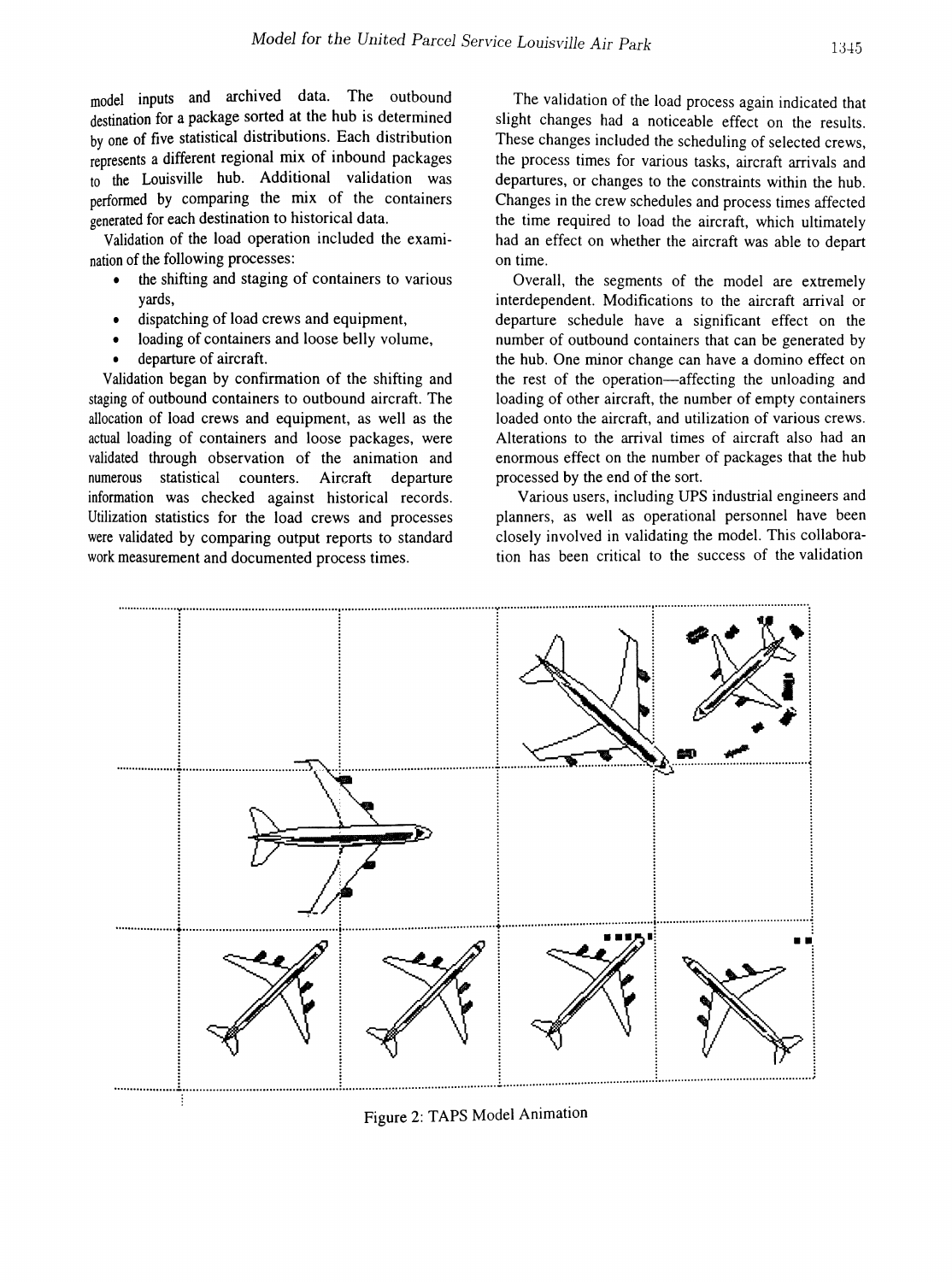model inputs and archived data. The outbound destination for a package sorted at the hub is determined by one of five statistical distributions. Each distribution represents a different regional mix of inbound packages to the Louisville hub. Additional validation was performed by comparing the mix of the containers generated for each destination to historical data.

Validation of the load operation included the examination of the following processes:

- the shifting and staging of containers to various yards,
- dispatching of load crews and equipment,
- loading of containers and loose belly volume,
- departure of aircraft.

Validation began by confirmation of the shifting and staging of outbound containers to outbound aircraft. The allocation of load crews and equipment, as well as the actual loading of containers and loose packages, were validated through observation of the animation and numerous statistical counters. Aircraft departure information was checked against historical records. Utilization statistics for the load crews and processes were validated by comparing output reports to standard work measurement and documented process times.

The validation of the load process again indicated that slight changes had a noticeable effect on the results. These changes included the scheduling of selected crews, the process times for various tasks, aircraft arrivals and departures, or changes to the constraints within the hub. Changes in the crew schedules and process times affected the time required to load the aircraft, which ultimately had an effect on whether the aircraft was able to depart on time.

Overall, the segments of the model are extremely interdependent. Modifications to the aircraft arrival or departure schedule have a significant effect on the number of outbound containers that can be generated by the hub. One minor change can have a domino effect on the rest of the operation—affecting the unloading and loading of other aircraft, the number of empty containers loaded onto the aircraft, and utilization of various crews. Alterations to the arrival times of aircraft also had an enormous effect on the number of packages that the hub processed by the end of the sort.

Various users, including UPS industrial engineers and planners, as well as operational personnel have been closely involved in validating the model. This collaboration has been critical to the success of the validation

Figure 2: TAPS Model Animation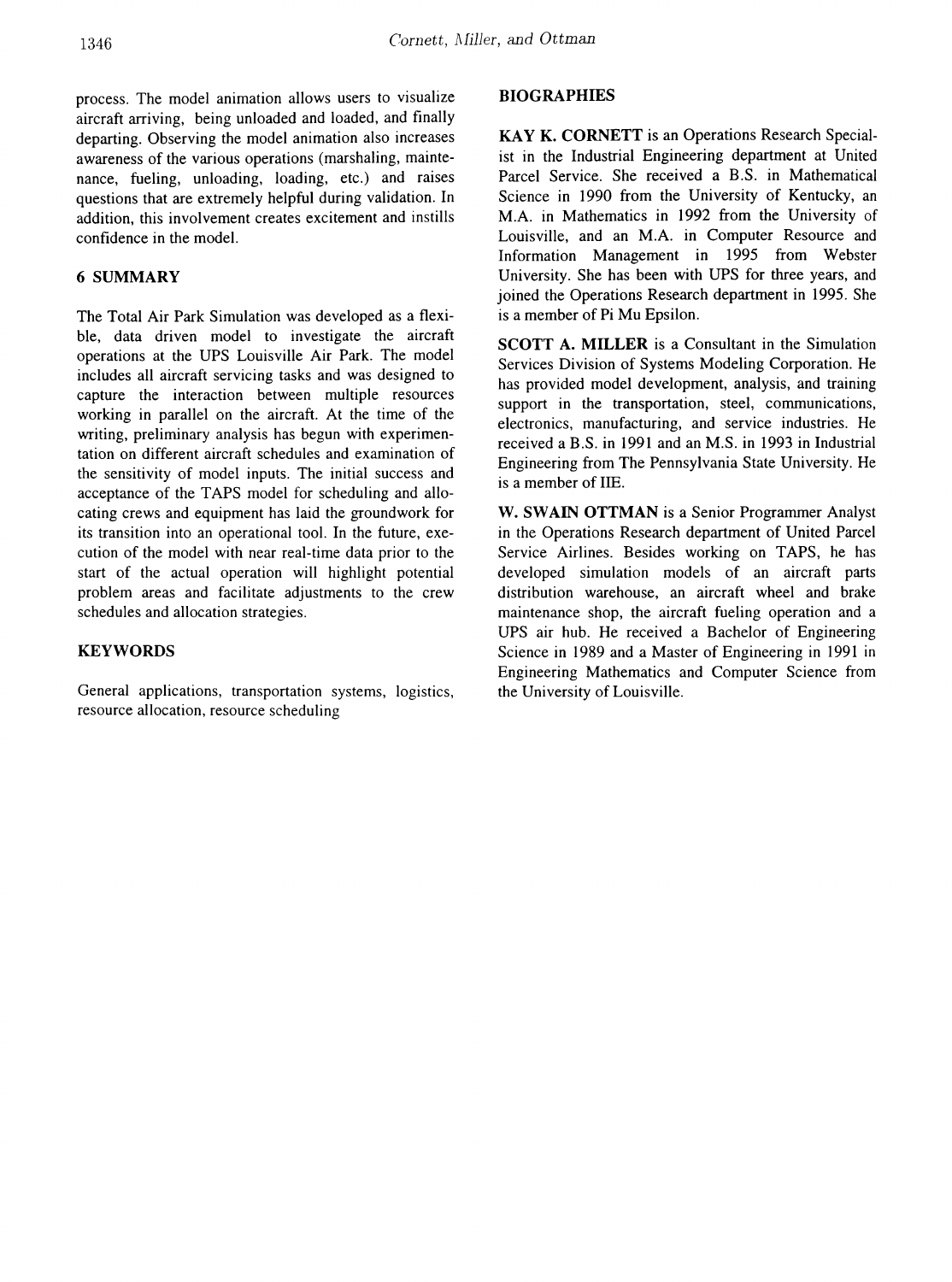process. The model animation allows users to visualize aircraft arriving, being unloaded and loaded, and finally departing. Observing the model animation also increases awareness of the various operations (marshaling, maintenance, fueling, unloading, loading, etc.) and raises questions that are extremely helpful during validation. In addition, this involvement creates excitement and instills confidence in the model.

## 6 SUMMARY

The Total Air Park Simulation was developed as a flexible, data driven model to investigate the aircraft operations at the UPS Louisville Air Park. The model includes all aircraft servicing tasks and was designed to capture the interaction between multiple resources working in parallel on the aircraft. At the time of the writing, preliminary analysis has begun with experimentation on different aircraft schedules and examination of the sensitivity of model inputs. The initial success and acceptance of the TAPS model for scheduling and allocating crews and equipment has laid the groundwork for its transition into an operational tool. In the future, execution of the model with near real-time data prior to the start of the actual operation will highlight potential problem areas and facilitate adjustments to the crew schedules and allocation strategies.

## KEYWORDS

General applications, transportation systems, logistics, resource allocation, resource scheduling

## BIOGRAPHIES

**KAY K. CORNETT** is an Operations Research Specialist in the Industrial Engineering department at United Parcel Service. She received a B.S. in Mathematical Science in 1990 from the University of Kentucky, an M.A. in Mathematics in 1992 from the University of Louisville, and an M.A. in Computer Resource and Information Management in 1995 from Webster University. She has been with UPS for three years, and joined the Operations Research department in 1995. She is a member of Pi Mu Epsilon.

**SCOTT A. MILLER** is a Consultant in the Simulation Services Division of Systems Modeling Corporation. He has provided model development, analysis, and training support in the transportation, steel, communications, electronics, manufacturing, and service industries. He received a B.S. in 1991 and an M.S. in 1993 in Industrial Engineering from The Pennsylvania State University. He is a member of IIE.

**W. SWAIN OTTMAN** is a Senior Programmer Analyst in the Operations Research department of United Parcel Service Airlines. Besides working on TAPS, he has developed simulation models of an aircraft parts distribution warehouse, an aircraft wheel and brake maintenance shop, the aircraft fueling operation and a UPS air hub. He received a Bachelor of Engineering Science in 1989 and a Master of Engineering in 1991 in Engineering Mathematics and Computer Science from the University of Louisville.